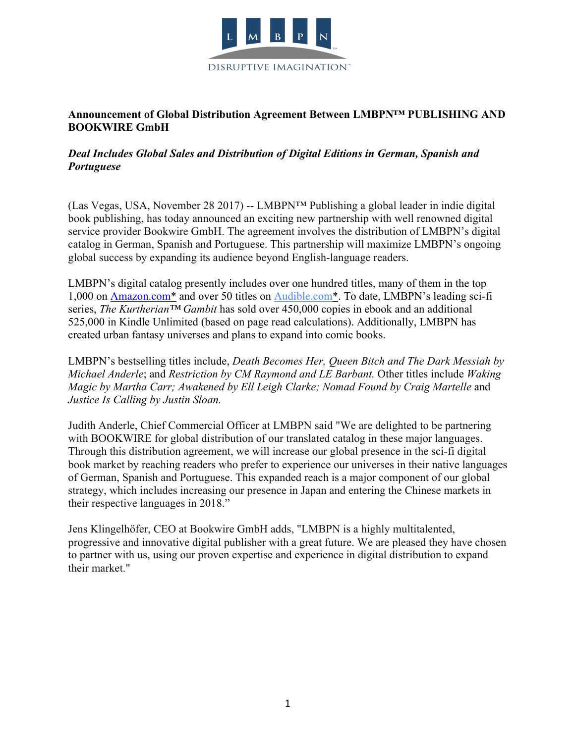L M B P N

DISRUPTIVE IMAGINATION™

**Announcement of Global Distribution Agreement Between LMBPN™ PUBLISHING AND BOOKWIRE GmbH**

***Deal Includes Global Sales and Distribution of Digital Editions in German, Spanish and Portuguese***

(Las Vegas, USA, November 28 2017) -- LMBPN™ Publishing a global leader in indie digital book publishing, has today announced an exciting new partnership with well renowned digital service provider Bookwire GmbH. The agreement involves the distribution of LMBPN's digital catalog in German, Spanish and Portuguese. This partnership will maximize LMBPN's ongoing global success by expanding its audience beyond English-language readers.

LMBPN's digital catalog presently includes over one hundred titles, many of them in the top 1,000 on Amazon.com* and over 50 titles on Audible.com*. To date, LMBPN's leading sci-fi series, *The Kurtherian™ Gambit* has sold over 450,000 copies in ebook and an additional 525,000 in Kindle Unlimited (based on page read calculations). Additionally, LMBPN has created urban fantasy universes and plans to expand into comic books.

LMBPN's bestselling titles include, *Death Becomes Her, Queen Bitch and The Dark Messiah by Michael Anderle*; and *Restriction by CM Raymond and LE Barbant.* Other titles include *Waking Magic by Martha Carr; Awakened by Ell Leigh Clarke; Nomad Found by Craig Martelle* and *Justice Is Calling by Justin Sloan.*

Judith Anderle, Chief Commercial Officer at LMBPN said "We are delighted to be partnering with BOOKWIRE for global distribution of our translated catalog in these major languages. Through this distribution agreement, we will increase our global presence in the sci-fi digital book market by reaching readers who prefer to experience our universes in their native languages of German, Spanish and Portuguese. This expanded reach is a major component of our global strategy, which includes increasing our presence in Japan and entering the Chinese markets in their respective languages in 2018."

Jens Klingelhöfer, CEO at Bookwire GmbH adds, "LMBPN is a highly multitalented, progressive and innovative digital publisher with a great future. We are pleased they have chosen to partner with us, using our proven expertise and experience in digital distribution to expand their market."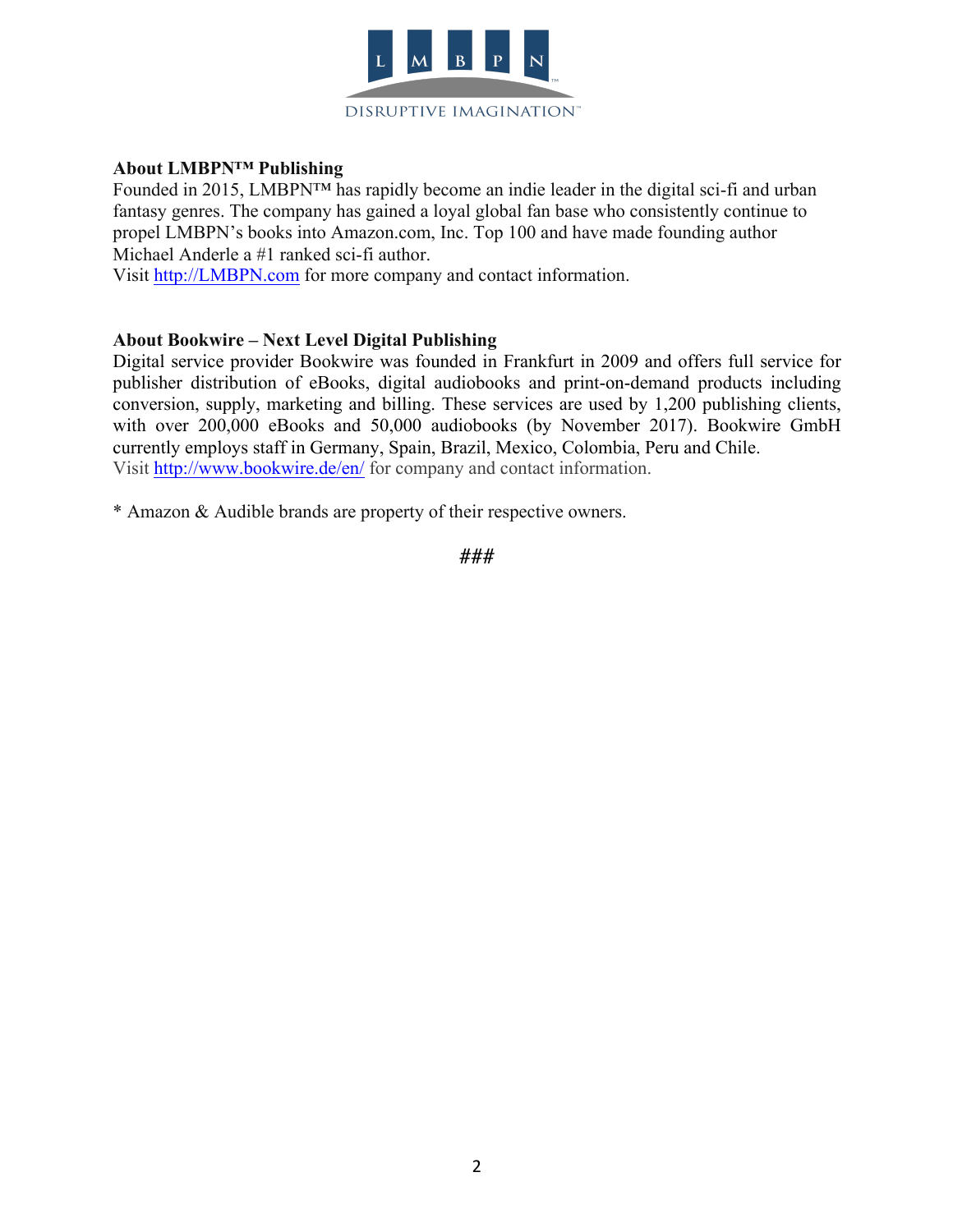**About LMBPN™ Publishing**
Founded in 2015, LMBPN™ has rapidly become an indie leader in the digital sci-fi and urban fantasy genres. The company has gained a loyal global fan base who consistently continue to propel LMBPN's books into Amazon.com, Inc. Top 100 and have made founding author Michael Anderle a #1 ranked sci-fi author.
Visit http://LMBPN.com for more company and contact information.

**About Bookwire – Next Level Digital Publishing**
Digital service provider Bookwire was founded in Frankfurt in 2009 and offers full service for publisher distribution of eBooks, digital audiobooks and print-on-demand products including conversion, supply, marketing and billing. These services are used by 1,200 publishing clients, with over 200,000 eBooks and 50,000 audiobooks (by November 2017). Bookwire GmbH currently employs staff in Germany, Spain, Brazil, Mexico, Colombia, Peru and Chile.
Visit http://www.bookwire.de/en/ for company and contact information.

* Amazon & Audible brands are property of their respective owners.

###